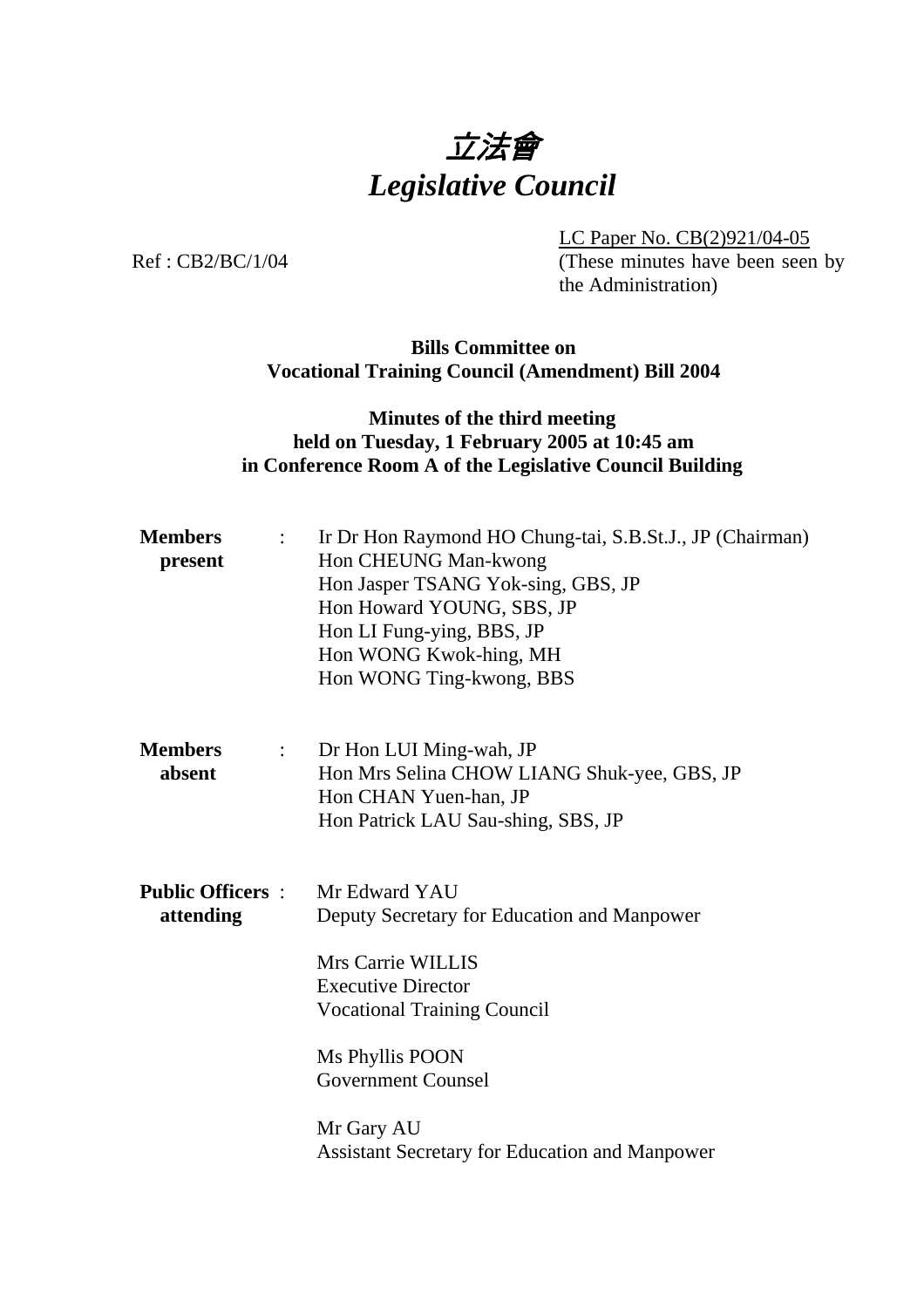# *立法會*
# *Legislative Council*

Ref : CB2/BC/1/04

LC Paper No. CB(2)921/04-05
(These minutes have been seen by the Administration)

**Bills Committee on Vocational Training Council (Amendment) Bill 2004**

**Minutes of the third meeting held on Tuesday, 1 February 2005 at 10:45 am in Conference Room A of the Legislative Council Building**

**Members present** :
Ir Dr Hon Raymond HO Chung-tai, S.B.St.J., JP (Chairman)
Hon CHEUNG Man-kwong
Hon Jasper TSANG Yok-sing, GBS, JP
Hon Howard YOUNG, SBS, JP
Hon LI Fung-ying, BBS, JP
Hon WONG Kwok-hing, MH
Hon WONG Ting-kwong, BBS

**Members absent** :
Dr Hon LUI Ming-wah, JP
Hon Mrs Selina CHOW LIANG Shuk-yee, GBS, JP
Hon CHAN Yuen-han, JP
Hon Patrick LAU Sau-shing, SBS, JP

**Public Officers attending** :
Mr Edward YAU
Deputy Secretary for Education and Manpower

Mrs Carrie WILLIS
Executive Director
Vocational Training Council

Ms Phyllis POON
Government Counsel

Mr Gary AU
Assistant Secretary for Education and Manpower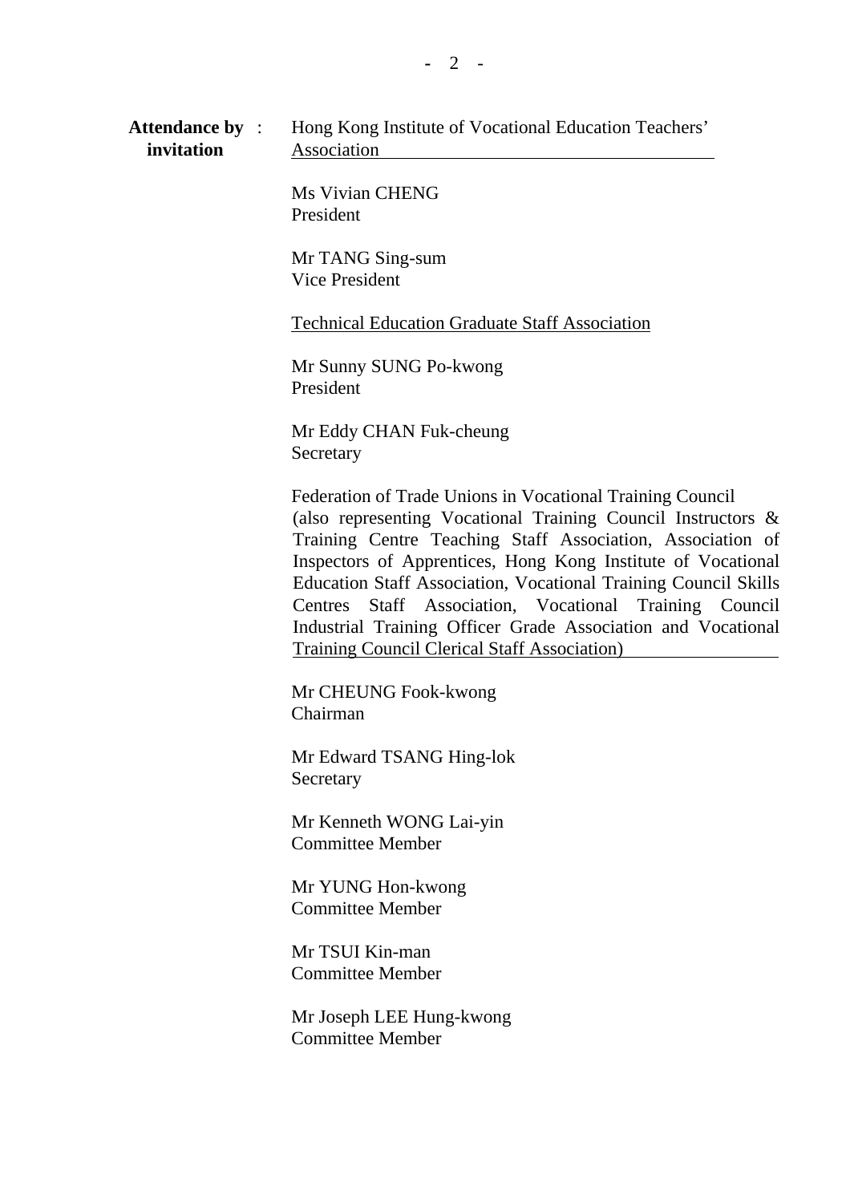**Attendance by invitation** :

Hong Kong Institute of Vocational Education Teachers' Association

Ms Vivian CHENG
President

Mr TANG Sing-sum
Vice President

Technical Education Graduate Staff Association

Mr Sunny SUNG Po-kwong
President

Mr Eddy CHAN Fuk-cheung
Secretary

Federation of Trade Unions in Vocational Training Council (also representing Vocational Training Council Instructors & Training Centre Teaching Staff Association, Association of Inspectors of Apprentices, Hong Kong Institute of Vocational Education Staff Association, Vocational Training Council Skills Centres Staff Association, Vocational Training Council Industrial Training Officer Grade Association and Vocational Training Council Clerical Staff Association)

Mr CHEUNG Fook-kwong
Chairman

Mr Edward TSANG Hing-lok
Secretary

Mr Kenneth WONG Lai-yin
Committee Member

Mr YUNG Hon-kwong
Committee Member

Mr TSUI Kin-man
Committee Member

Mr Joseph LEE Hung-kwong
Committee Member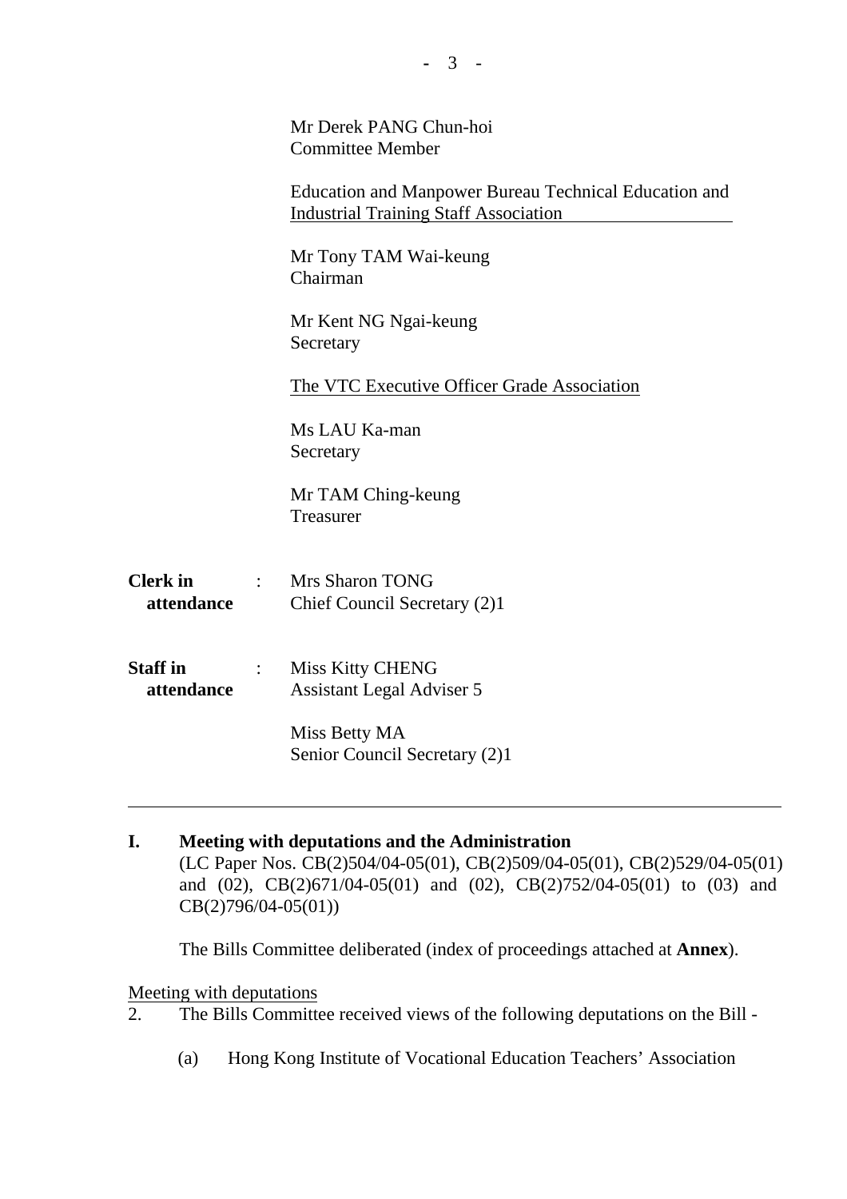Mr Derek PANG Chun-hoi
Committee Member

Education and Manpower Bureau Technical Education and Industrial Training Staff Association

Mr Tony TAM Wai-keung
Chairman

Mr Kent NG Ngai-keung
Secretary

The VTC Executive Officer Grade Association

Ms LAU Ka-man
Secretary

Mr TAM Ching-keung
Treasurer

**Clerk in attendance** : Mrs Sharon TONG
Chief Council Secretary (2)1

**Staff in attendance** : Miss Kitty CHENG
Assistant Legal Adviser 5

Miss Betty MA
Senior Council Secretary (2)1

---

**I. Meeting with deputations and the Administration**
(LC Paper Nos. CB(2)504/04-05(01), CB(2)509/04-05(01), CB(2)529/04-05(01) and (02), CB(2)671/04-05(01) and (02), CB(2)752/04-05(01) to (03) and CB(2)796/04-05(01))

The Bills Committee deliberated (index of proceedings attached at **Annex**).

Meeting with deputations

2. The Bills Committee received views of the following deputations on the Bill -

(a) Hong Kong Institute of Vocational Education Teachers' Association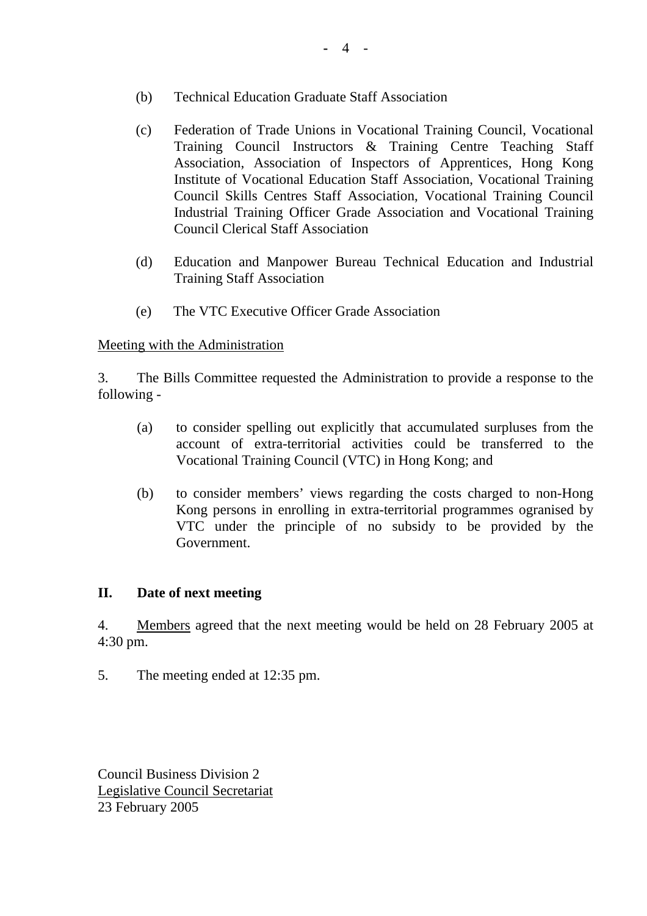(b) Technical Education Graduate Staff Association

(c) Federation of Trade Unions in Vocational Training Council, Vocational Training Council Instructors & Training Centre Teaching Staff Association, Association of Inspectors of Apprentices, Hong Kong Institute of Vocational Education Staff Association, Vocational Training Council Skills Centres Staff Association, Vocational Training Council Industrial Training Officer Grade Association and Vocational Training Council Clerical Staff Association

(d) Education and Manpower Bureau Technical Education and Industrial Training Staff Association

(e) The VTC Executive Officer Grade Association

Meeting with the Administration

3. The Bills Committee requested the Administration to provide a response to the following -

(a) to consider spelling out explicitly that accumulated surpluses from the account of extra-territorial activities could be transferred to the Vocational Training Council (VTC) in Hong Kong; and

(b) to consider members' views regarding the costs charged to non-Hong Kong persons in enrolling in extra-territorial programmes ograinsed by VTC under the principle of no subsidy to be provided by the Government.

## II. Date of next meeting

4. Members agreed that the next meeting would be held on 28 February 2005 at 4:30 pm.

5. The meeting ended at 12:35 pm.

Council Business Division 2
Legislative Council Secretariat
23 February 2005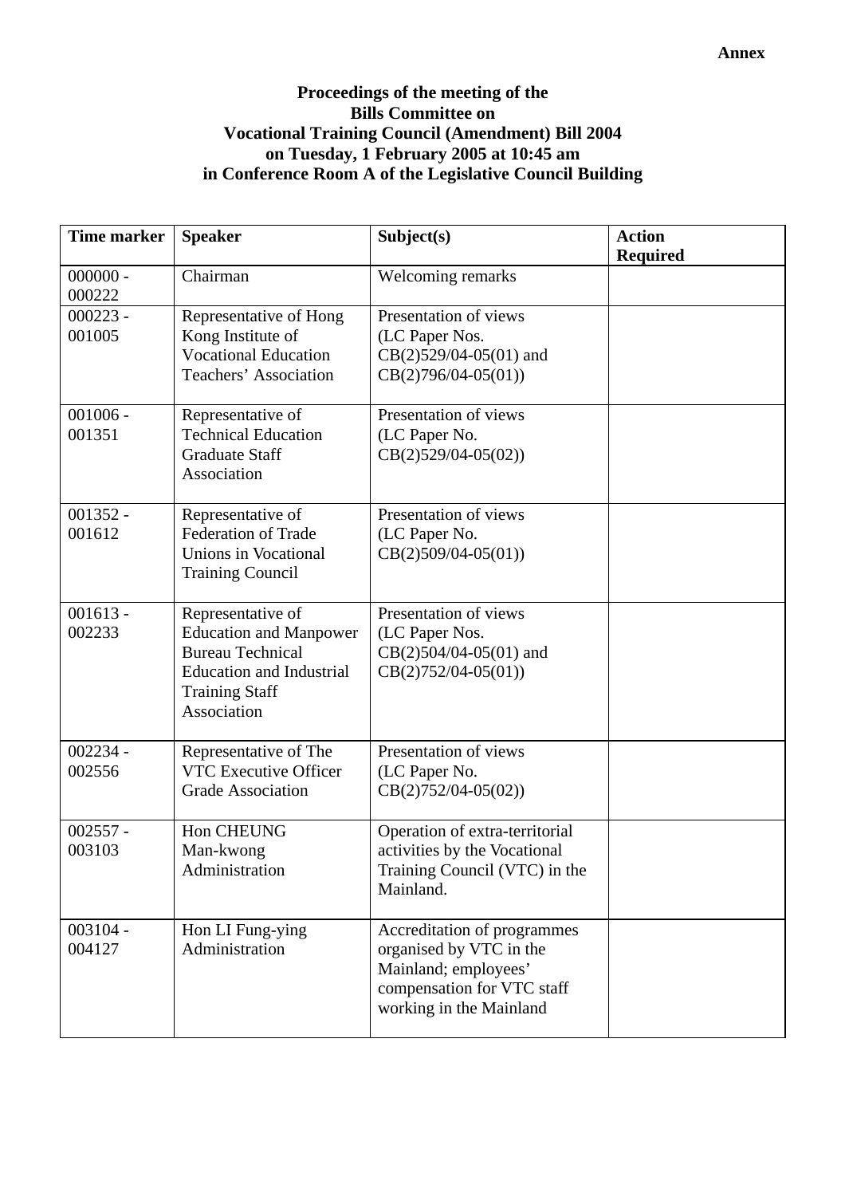**Annex**

**Proceedings of the meeting of the Bills Committee on Vocational Training Council (Amendment) Bill 2004 on Tuesday, 1 February 2005 at 10:45 am in Conference Room A of the Legislative Council Building**

| Time marker | Speaker | Subject(s) | Action Required |
|---|---|---|---|
| 000000 - 000222 | Chairman | Welcoming remarks | |
| 000223 - 001005 | Representative of Hong Kong Institute of Vocational Education Teachers' Association | Presentation of views (LC Paper Nos. CB(2)529/04-05(01) and CB(2)796/04-05(01)) | |
| 001006 - 001351 | Representative of Technical Education Graduate Staff Association | Presentation of views (LC Paper No. CB(2)529/04-05(02)) | |
| 001352 - 001612 | Representative of Federation of Trade Unions in Vocational Training Council | Presentation of views (LC Paper No. CB(2)509/04-05(01)) | |
| 001613 - 002233 | Representative of Education and Manpower Bureau Technical Education and Industrial Training Staff Association | Presentation of views (LC Paper Nos. CB(2)504/04-05(01) and CB(2)752/04-05(01)) | |
| 002234 - 002556 | Representative of The VTC Executive Officer Grade Association | Presentation of views (LC Paper No. CB(2)752/04-05(02)) | |
| 002557 - 003103 | Hon CHEUNG Man-kwong<br>Administration | Operation of extra-territorial activities by the Vocational Training Council (VTC) in the Mainland. | |
| 003104 - 004127 | Hon LI Fung-ying<br>Administration | Accreditation of programmes organised by VTC in the Mainland; employees' compensation for VTC staff working in the Mainland | |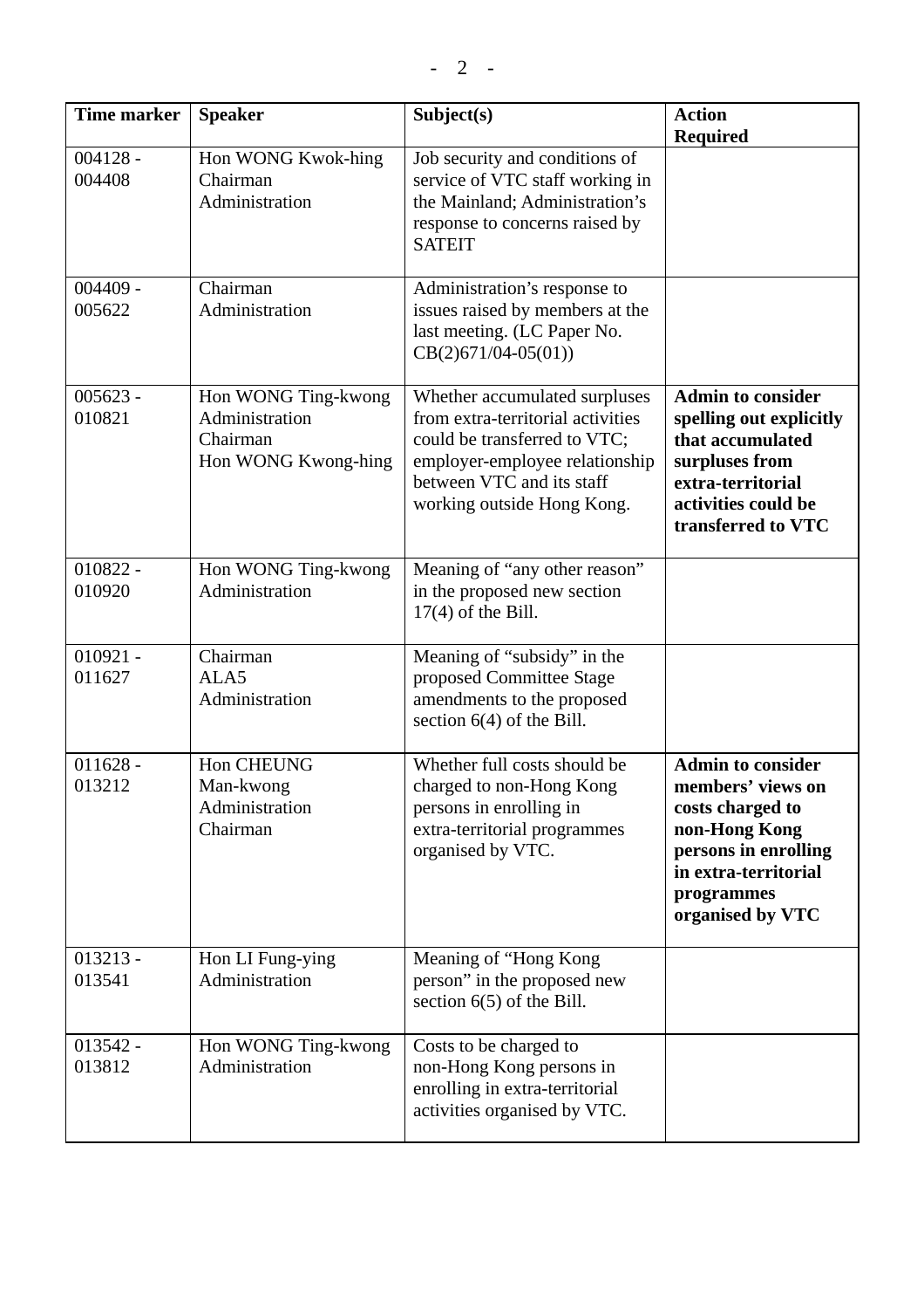| Time marker | Speaker | Subject(s) | Action Required |
|---|---|---|---|
| 004128 - 004408 | Hon WONG Kwok-hing<br>Chairman<br>Administration | Job security and conditions of service of VTC staff working in the Mainland; Administration's response to concerns raised by SATEIT | |
| 004409 - 005622 | Chairman<br>Administration | Administration's response to issues raised by members at the last meeting. (LC Paper No. CB(2)671/04-05(01)) | |
| 005623 - 010821 | Hon WONG Ting-kwong<br>Administration<br>Chairman<br>Hon WONG Kwong-hing | Whether accumulated surpluses from extra-territorial activities could be transferred to VTC; employer-employee relationship between VTC and its staff working outside Hong Kong. | **Admin to consider spelling out explicitly that accumulated surpluses from extra-territorial activities could be transferred to VTC** |
| 010822 - 010920 | Hon WONG Ting-kwong<br>Administration | Meaning of "any other reason" in the proposed new section 17(4) of the Bill. | |
| 010921 - 011627 | Chairman<br>ALA5<br>Administration | Meaning of "subsidy" in the proposed Committee Stage amendments to the proposed section 6(4) of the Bill. | |
| 011628 - 013212 | Hon CHEUNG Man-kwong<br>Administration<br>Chairman | Whether full costs should be charged to non-Hong Kong persons in enrolling in extra-territorial programmes organised by VTC. | **Admin to consider members' views on costs charged to non-Hong Kong persons in enrolling in extra-territorial programmes organised by VTC** |
| 013213 - 013541 | Hon LI Fung-ying<br>Administration | Meaning of "Hong Kong person" in the proposed new section 6(5) of the Bill. | |
| 013542 - 013812 | Hon WONG Ting-kwong<br>Administration | Costs to be charged to non-Hong Kong persons in enrolling in extra-territorial activities organised by VTC. | |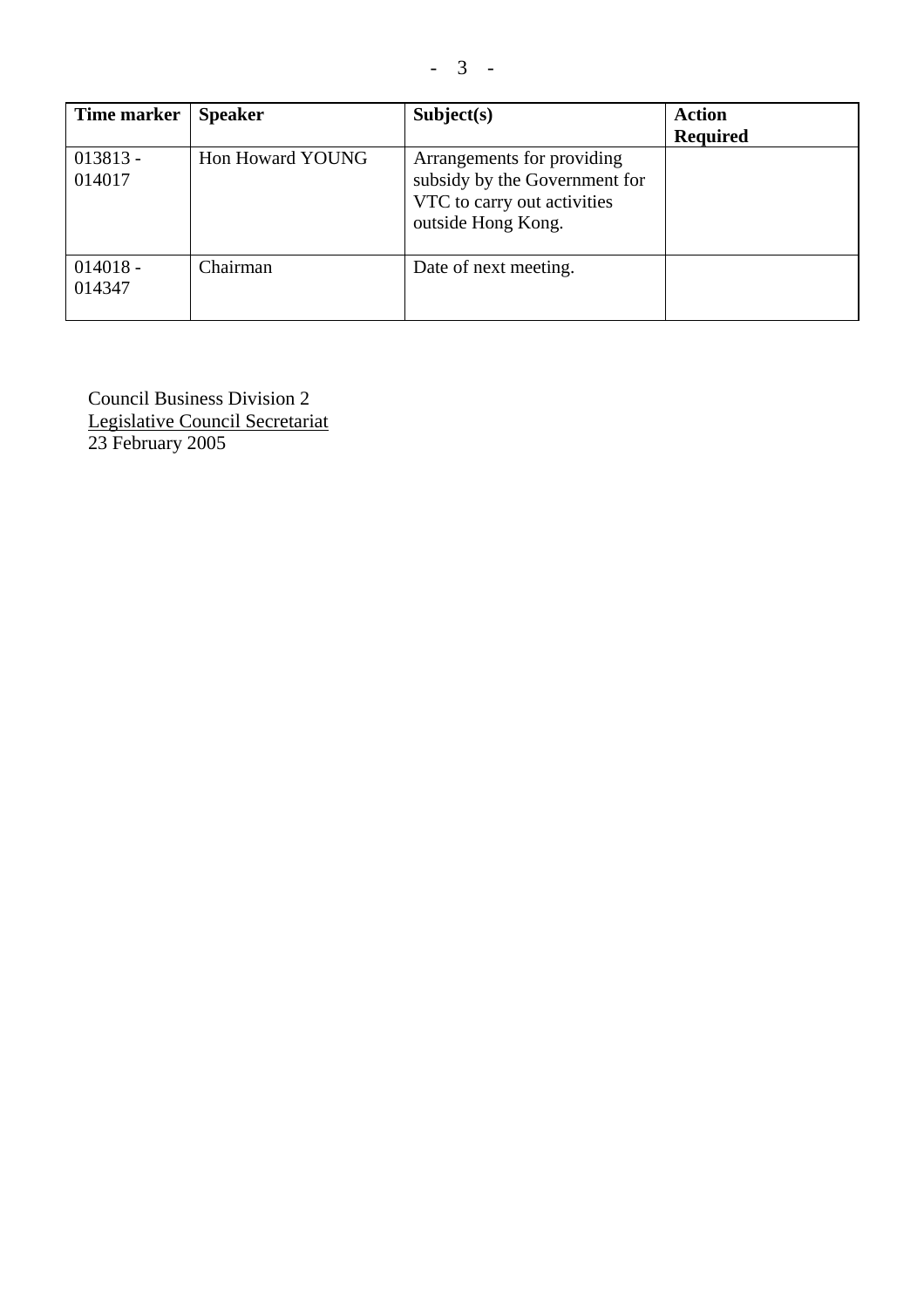| Time marker | Speaker | Subject(s) | Action Required |
|---|---|---|---|
| 013813 - 014017 | Hon Howard YOUNG | Arrangements for providing subsidy by the Government for VTC to carry out activities outside Hong Kong. | |
| 014018 - 014347 | Chairman | Date of next meeting. | |

Council Business Division 2
Legislative Council Secretariat
23 February 2005